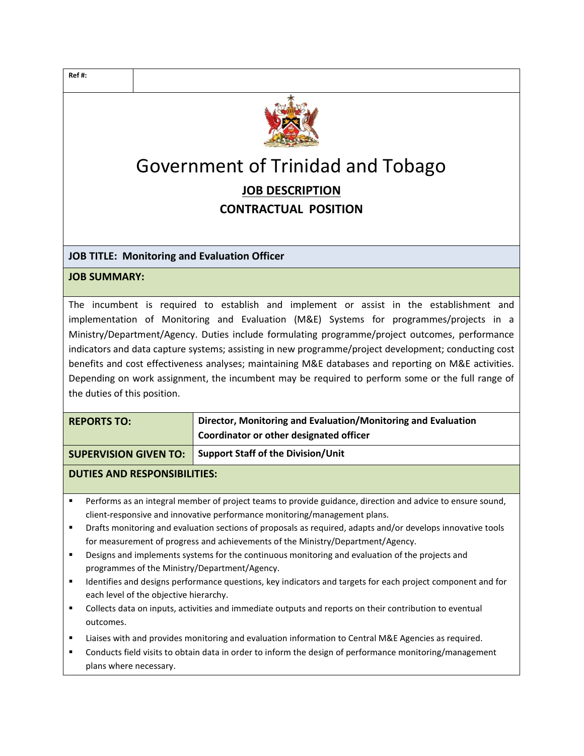| Ref #: | |
|---|---|

# Government of Trinidad and Tobago

## JOB DESCRIPTION

## CONTRACTUAL POSITION

**JOB TITLE: Monitoring and Evaluation Officer**

**JOB SUMMARY:**

The incumbent is required to establish and implement or assist in the establishment and implementation of Monitoring and Evaluation (M&E) Systems for programmes/projects in a Ministry/Department/Agency. Duties include formulating programme/project outcomes, performance indicators and data capture systems; assisting in new programme/project development; conducting cost benefits and cost effectiveness analyses; maintaining M&E databases and reporting on M&E activities. Depending on work assignment, the incumbent may be required to perform some or the full range of the duties of this position.

| **REPORTS TO:** | **Director, Monitoring and Evaluation/Monitoring and Evaluation Coordinator or other designated officer** |
|---|---|
| **SUPERVISION GIVEN TO:** | **Support Staff of the Division/Unit** |

**DUTIES AND RESPONSIBILITIES:**

- Performs as an integral member of project teams to provide guidance, direction and advice to ensure sound, client-responsive and innovative performance monitoring/management plans.
- Drafts monitoring and evaluation sections of proposals as required, adapts and/or develops innovative tools for measurement of progress and achievements of the Ministry/Department/Agency.
- Designs and implements systems for the continuous monitoring and evaluation of the projects and programmes of the Ministry/Department/Agency.
- Identifies and designs performance questions, key indicators and targets for each project component and for each level of the objective hierarchy.
- Collects data on inputs, activities and immediate outputs and reports on their contribution to eventual outcomes.
- Liaises with and provides monitoring and evaluation information to Central M&E Agencies as required.
- Conducts field visits to obtain data in order to inform the design of performance monitoring/management plans where necessary.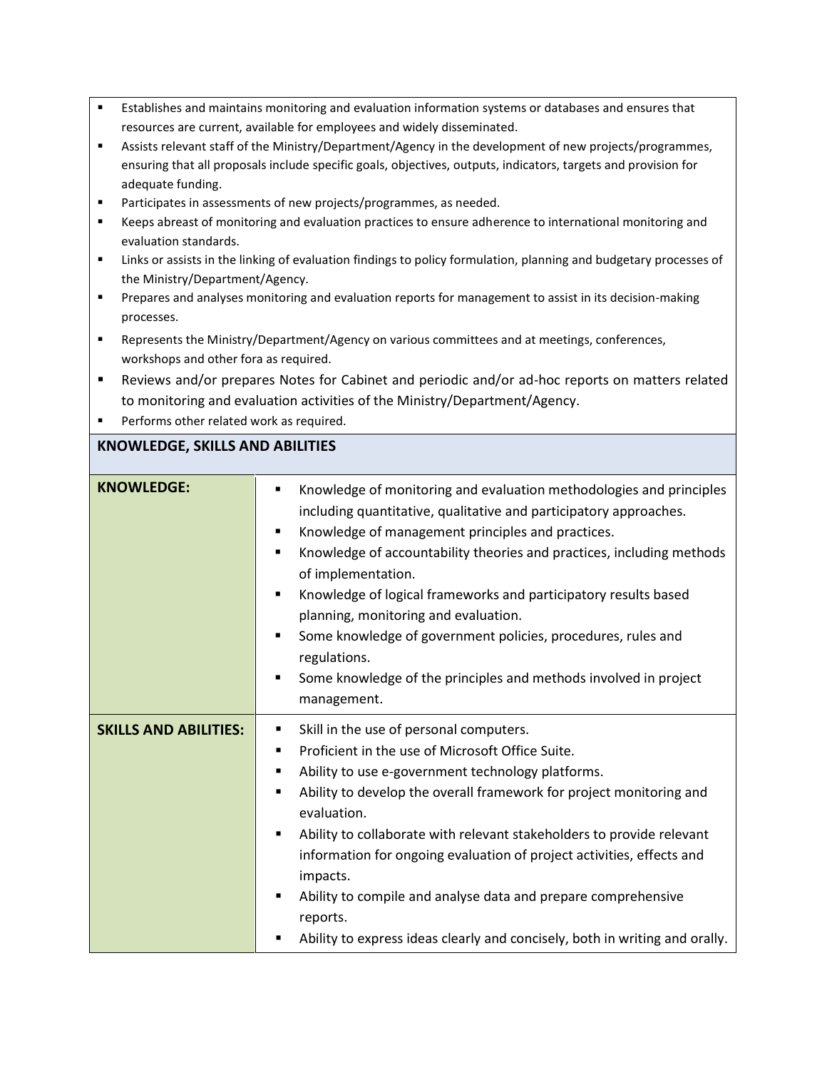- Establishes and maintains monitoring and evaluation information systems or databases and ensures that resources are current, available for employees and widely disseminated.
- Assists relevant staff of the Ministry/Department/Agency in the development of new projects/programmes, ensuring that all proposals include specific goals, objectives, outputs, indicators, targets and provision for adequate funding.
- Participates in assessments of new projects/programmes, as needed.
- Keeps abreast of monitoring and evaluation practices to ensure adherence to international monitoring and evaluation standards.
- Links or assists in the linking of evaluation findings to policy formulation, planning and budgetary processes of the Ministry/Department/Agency.
- Prepares and analyses monitoring and evaluation reports for management to assist in its decision-making processes.
- Represents the Ministry/Department/Agency on various committees and at meetings, conferences, workshops and other fora as required.
- Reviews and/or prepares Notes for Cabinet and periodic and/or ad-hoc reports on matters related to monitoring and evaluation activities of the Ministry/Department/Agency.
- Performs other related work as required.

## KNOWLEDGE, SKILLS AND ABILITIES

| | |
|---|---|
| **KNOWLEDGE:** | ▪ Knowledge of monitoring and evaluation methodologies and principles including quantitative, qualitative and participatory approaches.<br>▪ Knowledge of management principles and practices.<br>▪ Knowledge of accountability theories and practices, including methods of implementation.<br>▪ Knowledge of logical frameworks and participatory results based planning, monitoring and evaluation.<br>▪ Some knowledge of government policies, procedures, rules and regulations.<br>▪ Some knowledge of the principles and methods involved in project management. |
| **SKILLS AND ABILITIES:** | ▪ Skill in the use of personal computers.<br>▪ Proficient in the use of Microsoft Office Suite.<br>▪ Ability to use e-government technology platforms.<br>▪ Ability to develop the overall framework for project monitoring and evaluation.<br>▪ Ability to collaborate with relevant stakeholders to provide relevant information for ongoing evaluation of project activities, effects and impacts.<br>▪ Ability to compile and analyse data and prepare comprehensive reports.<br>▪ Ability to express ideas clearly and concisely, both in writing and orally. |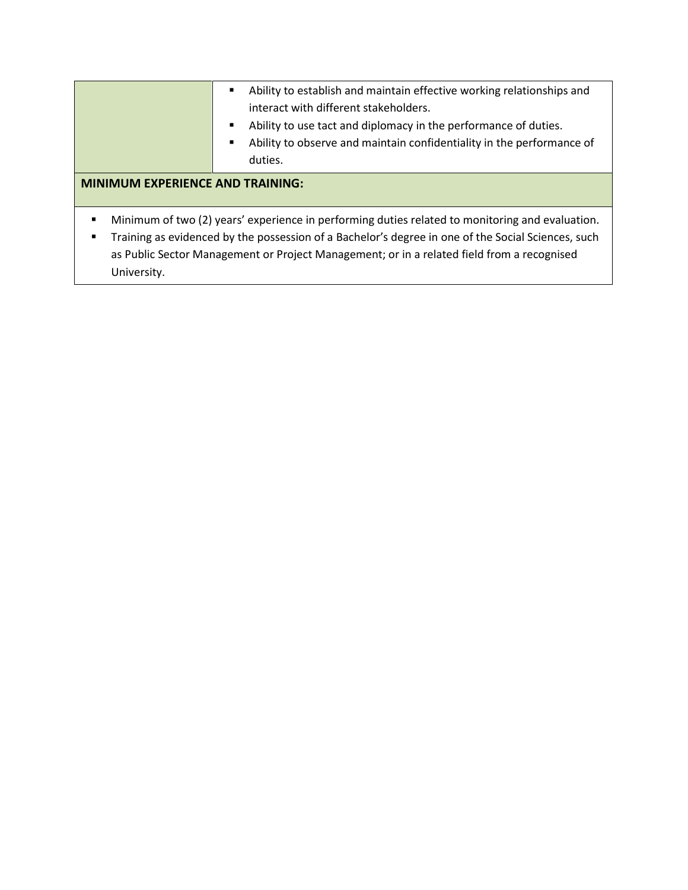| | |
|---|---|
| | ▪ Ability to establish and maintain effective working relationships and interact with different stakeholders.<br>▪ Ability to use tact and diplomacy in the performance of duties.<br>▪ Ability to observe and maintain confidentiality in the performance of duties. |

**MINIMUM EXPERIENCE AND TRAINING:**

- Minimum of two (2) years' experience in performing duties related to monitoring and evaluation.
- Training as evidenced by the possession of a Bachelor's degree in one of the Social Sciences, such as Public Sector Management or Project Management; or in a related field from a recognised University.